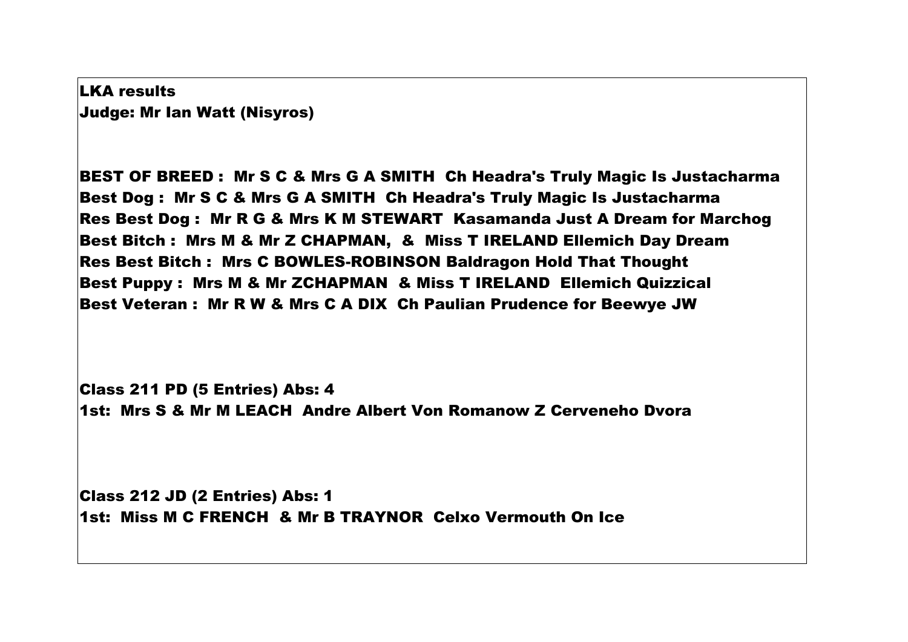**LKA results**
**Judge: Mr Ian Watt (Nisyros)**

**BEST OF BREED : Mr S C & Mrs G A SMITH Ch Headra's Truly Magic Is Justacharma**
**Best Dog : Mr S C & Mrs G A SMITH Ch Headra's Truly Magic Is Justacharma**
**Res Best Dog : Mr R G & Mrs K M STEWART Kasamanda Just A Dream for Marchog**
**Best Bitch : Mrs M & Mr Z CHAPMAN, & Miss T IRELAND Ellemich Day Dream**
**Res Best Bitch : Mrs C BOWLES-ROBINSON Baldragon Hold That Thought**
**Best Puppy : Mrs M & Mr ZCHAPMAN & Miss T IRELAND Ellemich Quizzical**
**Best Veteran : Mr R W & Mrs C A DIX Ch Paulian Prudence for Beewye JW**

**Class 211 PD (5 Entries) Abs: 4**
**1st: Mrs S & Mr M LEACH Andre Albert Von Romanow Z Cerveneho Dvora**

**Class 212 JD (2 Entries) Abs: 1**
**1st: Miss M C FRENCH & Mr B TRAYNOR Celxo Vermouth On Ice**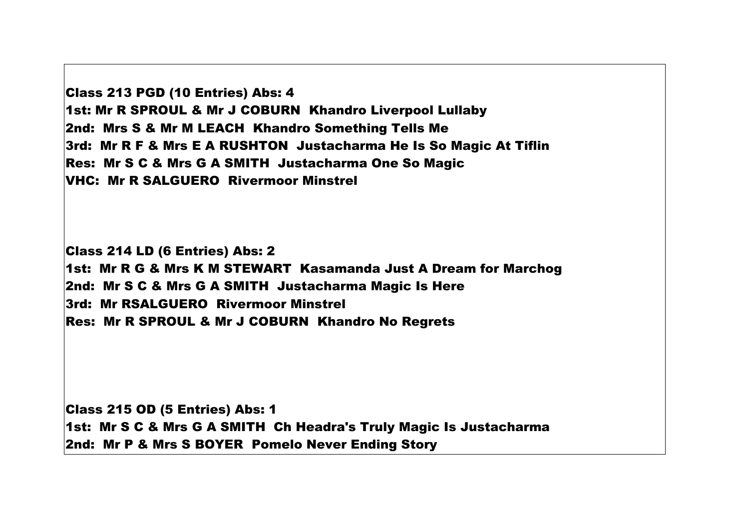**Class 213 PGD (10 Entries) Abs: 4**
**1st: Mr R SPROUL & Mr J COBURN Khandro Liverpool Lullaby**
**2nd: Mrs S & Mr M LEACH Khandro Something Tells Me**
**3rd: Mr R F & Mrs E A RUSHTON Justacharma He Is So Magic At Tiflin**
**Res: Mr S C & Mrs G A SMITH Justacharma One So Magic**
**VHC: Mr R SALGUERO Rivermoor Minstrel**

**Class 214 LD (6 Entries) Abs: 2**
**1st: Mr R G & Mrs K M STEWART Kasamanda Just A Dream for Marchog**
**2nd: Mr S C & Mrs G A SMITH Justacharma Magic Is Here**
**3rd: Mr RSALGUERO Rivermoor Minstrel**
**Res: Mr R SPROUL & Mr J COBURN Khandro No Regrets**

**Class 215 OD (5 Entries) Abs: 1**
**1st: Mr S C & Mrs G A SMITH Ch Headra's Truly Magic Is Justacharma**
**2nd: Mr P & Mrs S BOYER Pomelo Never Ending Story**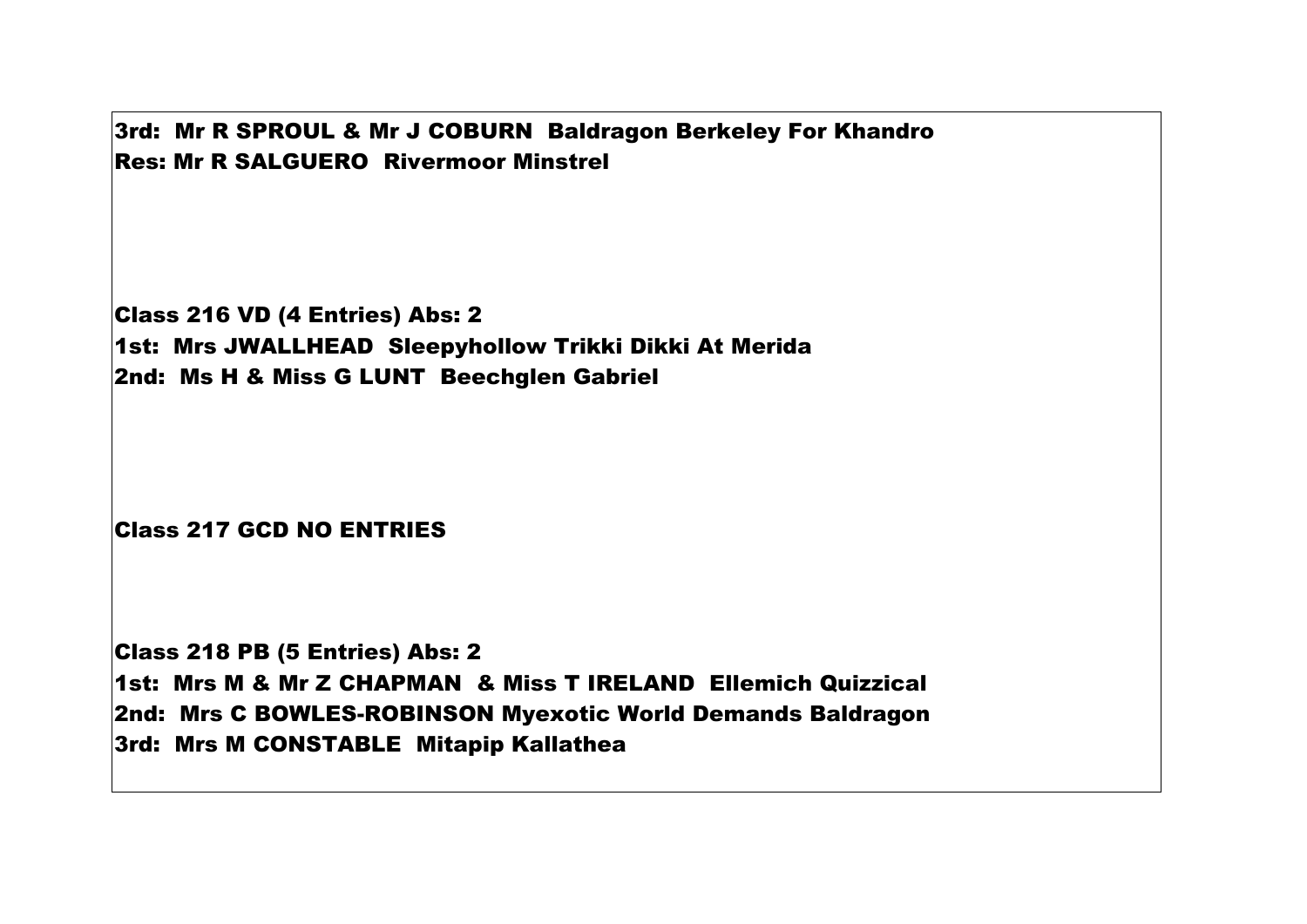**3rd: Mr R SPROUL & Mr J COBURN Baldragon Berkeley For Khandro**
**Res: Mr R SALGUERO Rivermoor Minstrel**

**Class 216 VD (4 Entries) Abs: 2**
**1st: Mrs JWALLHEAD Sleepyhollow Trikki Dikki At Merida**
**2nd: Ms H & Miss G LUNT Beechglen Gabriel**

**Class 217 GCD NO ENTRIES**

**Class 218 PB (5 Entries) Abs: 2**
**1st: Mrs M & Mr Z CHAPMAN & Miss T IRELAND Ellemich Quizzical**
**2nd: Mrs C BOWLES-ROBINSON Myexotic World Demands Baldragon**
**3rd: Mrs M CONSTABLE Mitapip Kallathea**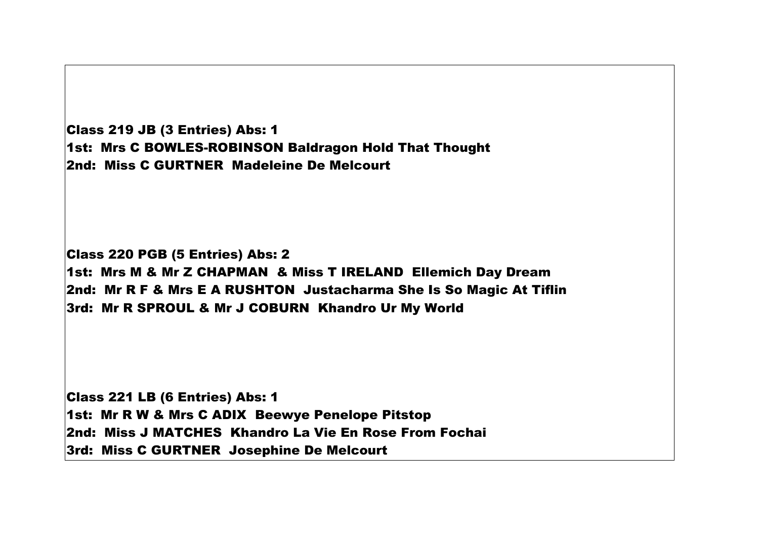**Class 219 JB (3 Entries) Abs: 1**
**1st: Mrs C BOWLES-ROBINSON Baldragon Hold That Thought**
**2nd: Miss C GURTNER Madeleine De Melcourt**

**Class 220 PGB (5 Entries) Abs: 2**
**1st: Mrs M & Mr Z CHAPMAN & Miss T IRELAND Ellemich Day Dream**
**2nd: Mr R F & Mrs E A RUSHTON Justacharma She Is So Magic At Tiflin**
**3rd: Mr R SPROUL & Mr J COBURN Khandro Ur My World**

**Class 221 LB (6 Entries) Abs: 1**
**1st: Mr R W & Mrs C ADIX Beewye Penelope Pitstop**
**2nd: Miss J MATCHES Khandro La Vie En Rose From Fochai**
**3rd: Miss C GURTNER Josephine De Melcourt**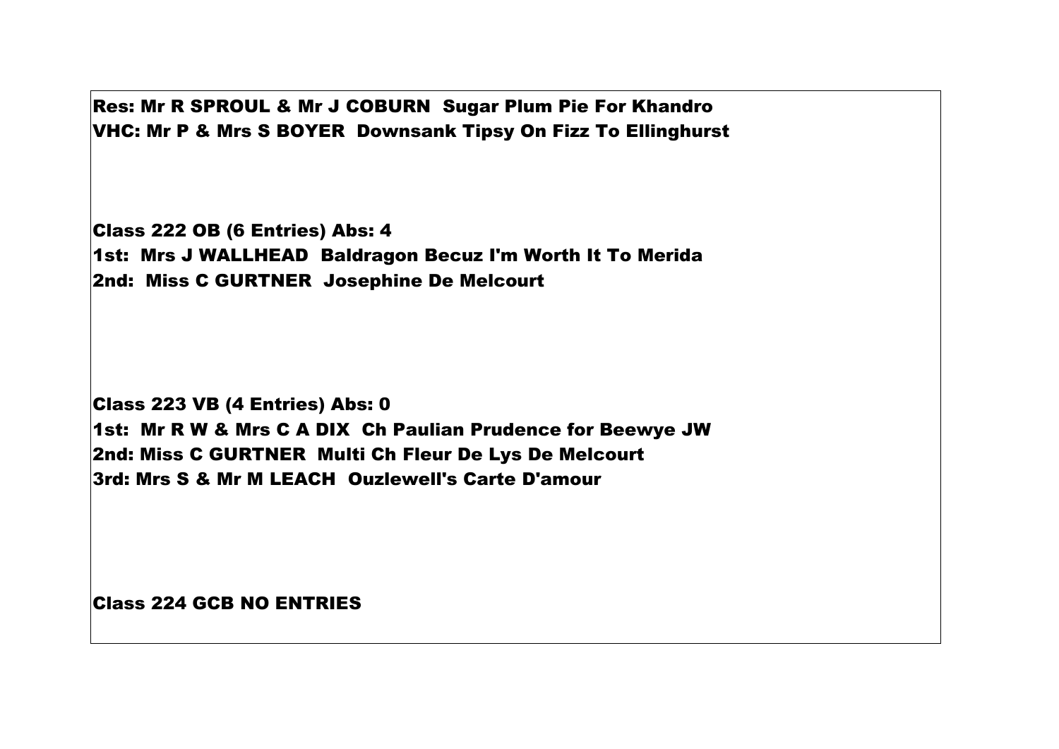**Res: Mr R SPROUL & Mr J COBURN  Sugar Plum Pie For Khandro**
**VHC: Mr P & Mrs S BOYER  Downsank Tipsy On Fizz To Ellinghurst**

**Class 222 OB (6 Entries) Abs: 4**
**1st:  Mrs J WALLHEAD  Baldragon Becuz I'm Worth It To Merida**
**2nd:  Miss C GURTNER  Josephine De Melcourt**

**Class 223 VB (4 Entries) Abs: 0**
**1st:  Mr R W & Mrs C A DIX  Ch Paulian Prudence for Beewye JW**
**2nd: Miss C GURTNER  Multi Ch Fleur De Lys De Melcourt**
**3rd: Mrs S & Mr M LEACH  Ouzlewell's Carte D'amour**

**Class 224 GCB NO ENTRIES**